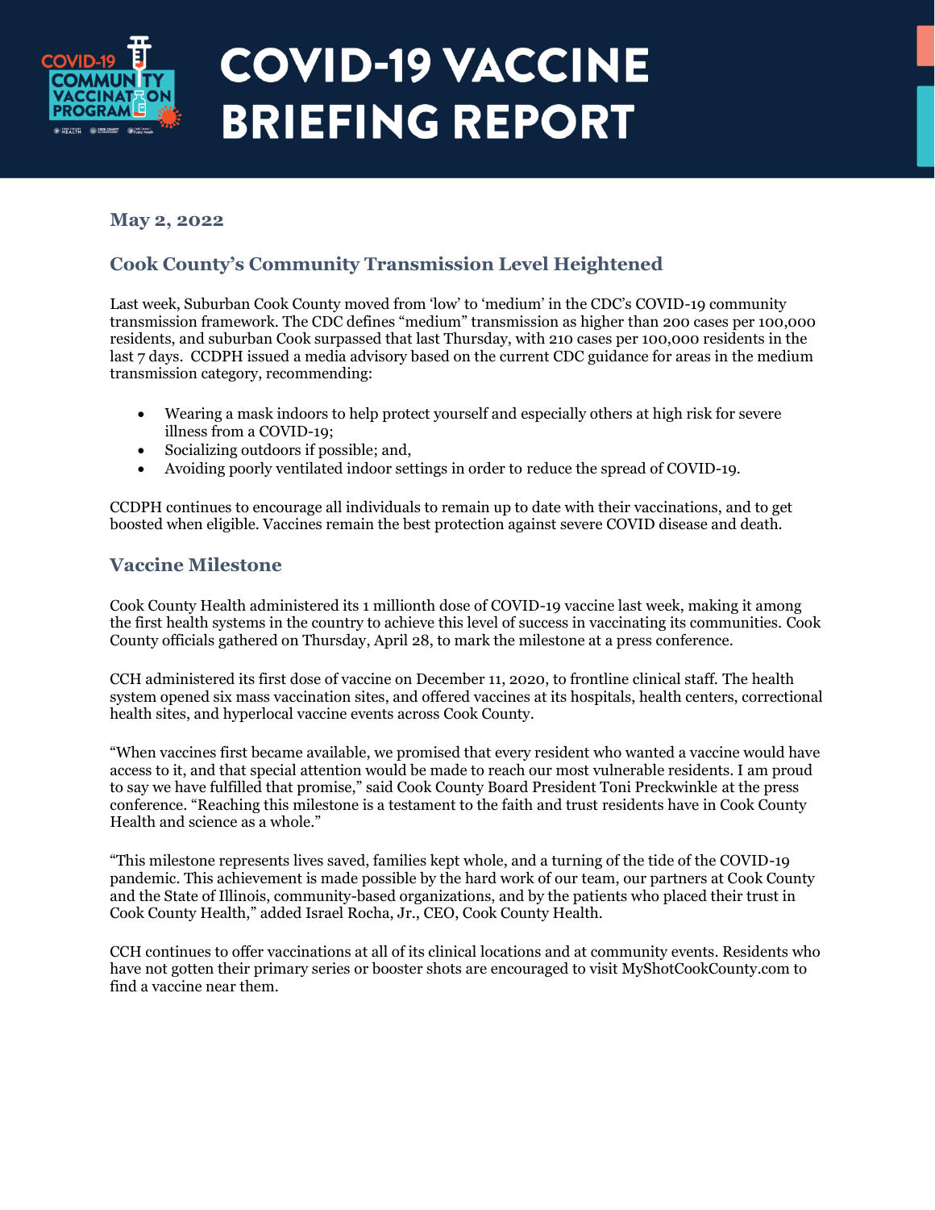# COVID-19 VACCINE BRIEFING REPORT

**May 2, 2022**

## Cook County's Community Transmission Level Heightened

Last week, Suburban Cook County moved from 'low' to 'medium' in the CDC's COVID-19 community transmission framework. The CDC defines "medium" transmission as higher than 200 cases per 100,000 residents, and suburban Cook surpassed that last Thursday, with 210 cases per 100,000 residents in the last 7 days. CCDPH issued a media advisory based on the current CDC guidance for areas in the medium transmission category, recommending:

- Wearing a mask indoors to help protect yourself and especially others at high risk for severe illness from a COVID-19;
- Socializing outdoors if possible; and,
- Avoiding poorly ventilated indoor settings in order to reduce the spread of COVID-19.

CCDPH continues to encourage all individuals to remain up to date with their vaccinations, and to get boosted when eligible. Vaccines remain the best protection against severe COVID disease and death.

## Vaccine Milestone

Cook County Health administered its 1 millionth dose of COVID-19 vaccine last week, making it among the first health systems in the country to achieve this level of success in vaccinating its communities. Cook County officials gathered on Thursday, April 28, to mark the milestone at a press conference.

CCH administered its first dose of vaccine on December 11, 2020, to frontline clinical staff. The health system opened six mass vaccination sites, and offered vaccines at its hospitals, health centers, correctional health sites, and hyperlocal vaccine events across Cook County.

"When vaccines first became available, we promised that every resident who wanted a vaccine would have access to it, and that special attention would be made to reach our most vulnerable residents. I am proud to say we have fulfilled that promise," said Cook County Board President Toni Preckwinkle at the press conference. "Reaching this milestone is a testament to the faith and trust residents have in Cook County Health and science as a whole."

"This milestone represents lives saved, families kept whole, and a turning of the tide of the COVID-19 pandemic. This achievement is made possible by the hard work of our team, our partners at Cook County and the State of Illinois, community-based organizations, and by the patients who placed their trust in Cook County Health," added Israel Rocha, Jr., CEO, Cook County Health.

CCH continues to offer vaccinations at all of its clinical locations and at community events. Residents who have not gotten their primary series or booster shots are encouraged to visit MyShotCookCounty.com to find a vaccine near them.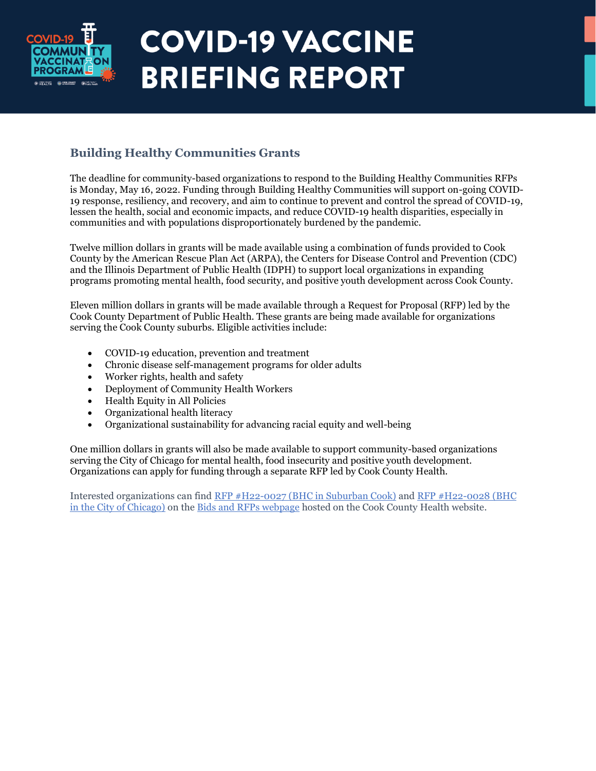## Building Healthy Communities Grants

The deadline for community-based organizations to respond to the Building Healthy Communities RFPs is Monday, May 16, 2022. Funding through Building Healthy Communities will support on-going COVID-19 response, resiliency, and recovery, and aim to continue to prevent and control the spread of COVID-19, lessen the health, social and economic impacts, and reduce COVID-19 health disparities, especially in communities and with populations disproportionately burdened by the pandemic.

Twelve million dollars in grants will be made available using a combination of funds provided to Cook County by the American Rescue Plan Act (ARPA), the Centers for Disease Control and Prevention (CDC) and the Illinois Department of Public Health (IDPH) to support local organizations in expanding programs promoting mental health, food security, and positive youth development across Cook County.

Eleven million dollars in grants will be made available through a Request for Proposal (RFP) led by the Cook County Department of Public Health. These grants are being made available for organizations serving the Cook County suburbs. Eligible activities include:

- COVID-19 education, prevention and treatment
- Chronic disease self-management programs for older adults
- Worker rights, health and safety
- Deployment of Community Health Workers
- Health Equity in All Policies
- Organizational health literacy
- Organizational sustainability for advancing racial equity and well-being

One million dollars in grants will also be made available to support community-based organizations serving the City of Chicago for mental health, food insecurity and positive youth development. Organizations can apply for funding through a separate RFP led by Cook County Health.

Interested organizations can find RFP #H22-0027 (BHC in Suburban Cook) and RFP #H22-0028 (BHC in the City of Chicago) on the Bids and RFPs webpage hosted on the Cook County Health website.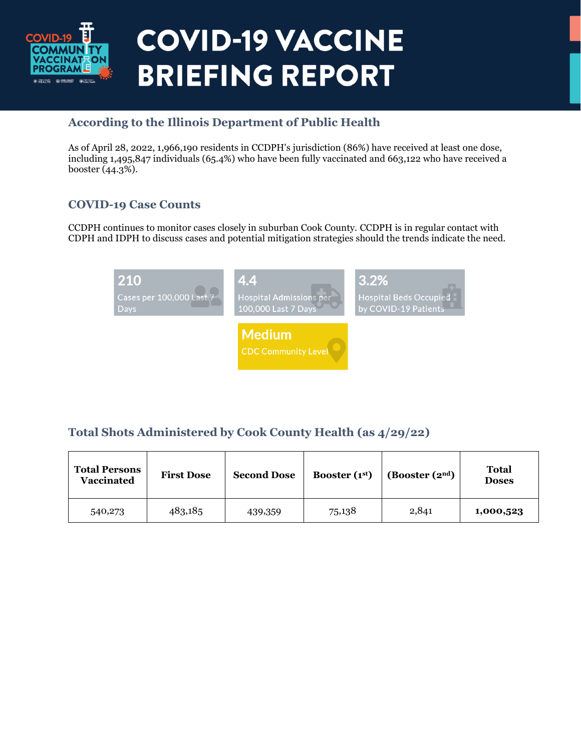# COVID-19 VACCINE BRIEFING REPORT

## According to the Illinois Department of Public Health

As of April 28, 2022, 1,966,190 residents in CCDPH's jurisdiction (86%) have received at least one dose, including 1,495,847 individuals (65.4%) who have been fully vaccinated and 663,122 who have received a booster (44.3%).

## COVID-19 Case Counts

CCDPH continues to monitor cases closely in suburban Cook County. CCDPH is in regular contact with CDPH and IDPH to discuss cases and potential mitigation strategies should the trends indicate the need.

**210**
Cases per 100,000 Last 7 Days

**4.4**
Hospital Admissions per 100,000 Last 7 Days

**3.2%**
Hospital Beds Occupied by COVID-19 Patients

**Medium**
CDC Community Level

## Total Shots Administered by Cook County Health (as 4/29/22)

| Total Persons Vaccinated | First Dose | Second Dose | Booster (1st) | (Booster (2nd) | Total Doses |
|---|---|---|---|---|---|
| 540,273 | 483,185 | 439,359 | 75,138 | 2,841 | **1,000,523** |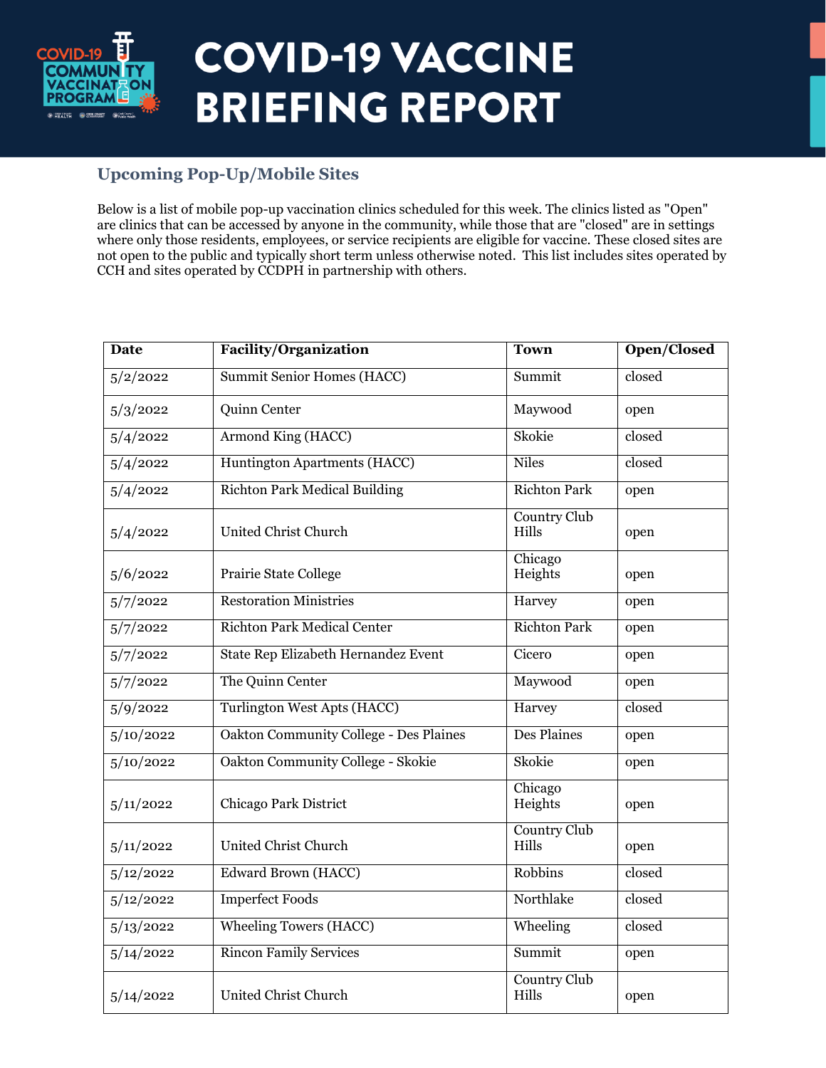# COVID-19 VACCINE BRIEFING REPORT

## Upcoming Pop-Up/Mobile Sites

Below is a list of mobile pop-up vaccination clinics scheduled for this week. The clinics listed as "Open" are clinics that can be accessed by anyone in the community, while those that are "closed" are in settings where only those residents, employees, or service recipients are eligible for vaccine. These closed sites are not open to the public and typically short term unless otherwise noted. This list includes sites operated by CCH and sites operated by CCDPH in partnership with others.

| Date | Facility/Organization | Town | Open/Closed |
|---|---|---|---|
| 5/2/2022 | Summit Senior Homes (HACC) | Summit | closed |
| 5/3/2022 | Quinn Center | Maywood | open |
| 5/4/2022 | Armond King (HACC) | Skokie | closed |
| 5/4/2022 | Huntington Apartments (HACC) | Niles | closed |
| 5/4/2022 | Richton Park Medical Building | Richton Park | open |
| 5/4/2022 | United Christ Church | Country Club Hills | open |
| 5/6/2022 | Prairie State College | Chicago Heights | open |
| 5/7/2022 | Restoration Ministries | Harvey | open |
| 5/7/2022 | Richton Park Medical Center | Richton Park | open |
| 5/7/2022 | State Rep Elizabeth Hernandez Event | Cicero | open |
| 5/7/2022 | The Quinn Center | Maywood | open |
| 5/9/2022 | Turlington West Apts (HACC) | Harvey | closed |
| 5/10/2022 | Oakton Community College - Des Plaines | Des Plaines | open |
| 5/10/2022 | Oakton Community College - Skokie | Skokie | open |
| 5/11/2022 | Chicago Park District | Chicago Heights | open |
| 5/11/2022 | United Christ Church | Country Club Hills | open |
| 5/12/2022 | Edward Brown (HACC) | Robbins | closed |
| 5/12/2022 | Imperfect Foods | Northlake | closed |
| 5/13/2022 | Wheeling Towers (HACC) | Wheeling | closed |
| 5/14/2022 | Rincon Family Services | Summit | open |
| 5/14/2022 | United Christ Church | Country Club Hills | open |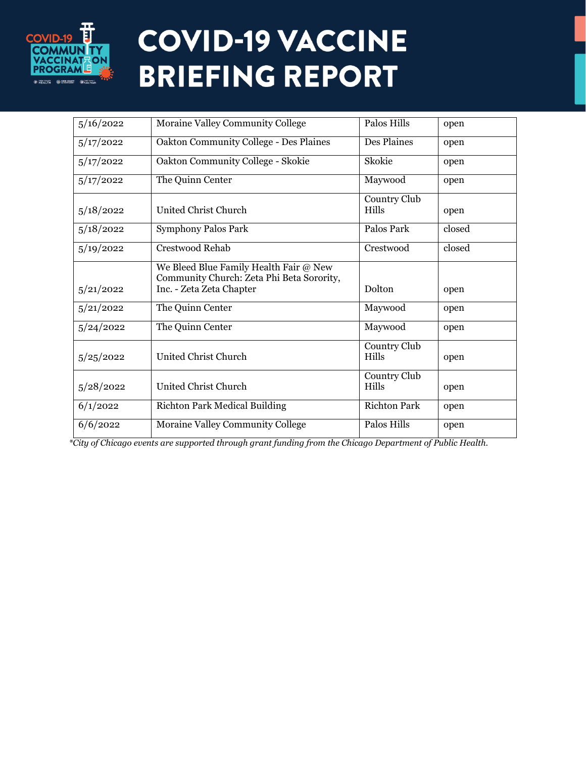# COVID-19 VACCINE BRIEFING REPORT

| | | | |
|---|---|---|---|
| 5/16/2022 | Moraine Valley Community College | Palos Hills | open |
| 5/17/2022 | Oakton Community College - Des Plaines | Des Plaines | open |
| 5/17/2022 | Oakton Community College - Skokie | Skokie | open |
| 5/17/2022 | The Quinn Center | Maywood | open |
| 5/18/2022 | United Christ Church | Country Club Hills | open |
| 5/18/2022 | Symphony Palos Park | Palos Park | closed |
| 5/19/2022 | Crestwood Rehab | Crestwood | closed |
| 5/21/2022 | We Bleed Blue Family Health Fair @ New Community Church: Zeta Phi Beta Sorority, Inc. - Zeta Zeta Chapter | Dolton | open |
| 5/21/2022 | The Quinn Center | Maywood | open |
| 5/24/2022 | The Quinn Center | Maywood | open |
| 5/25/2022 | United Christ Church | Country Club Hills | open |
| 5/28/2022 | United Christ Church | Country Club Hills | open |
| 6/1/2022 | Richton Park Medical Building | Richton Park | open |
| 6/6/2022 | Moraine Valley Community College | Palos Hills | open |

*\*City of Chicago events are supported through grant funding from the Chicago Department of Public Health.*